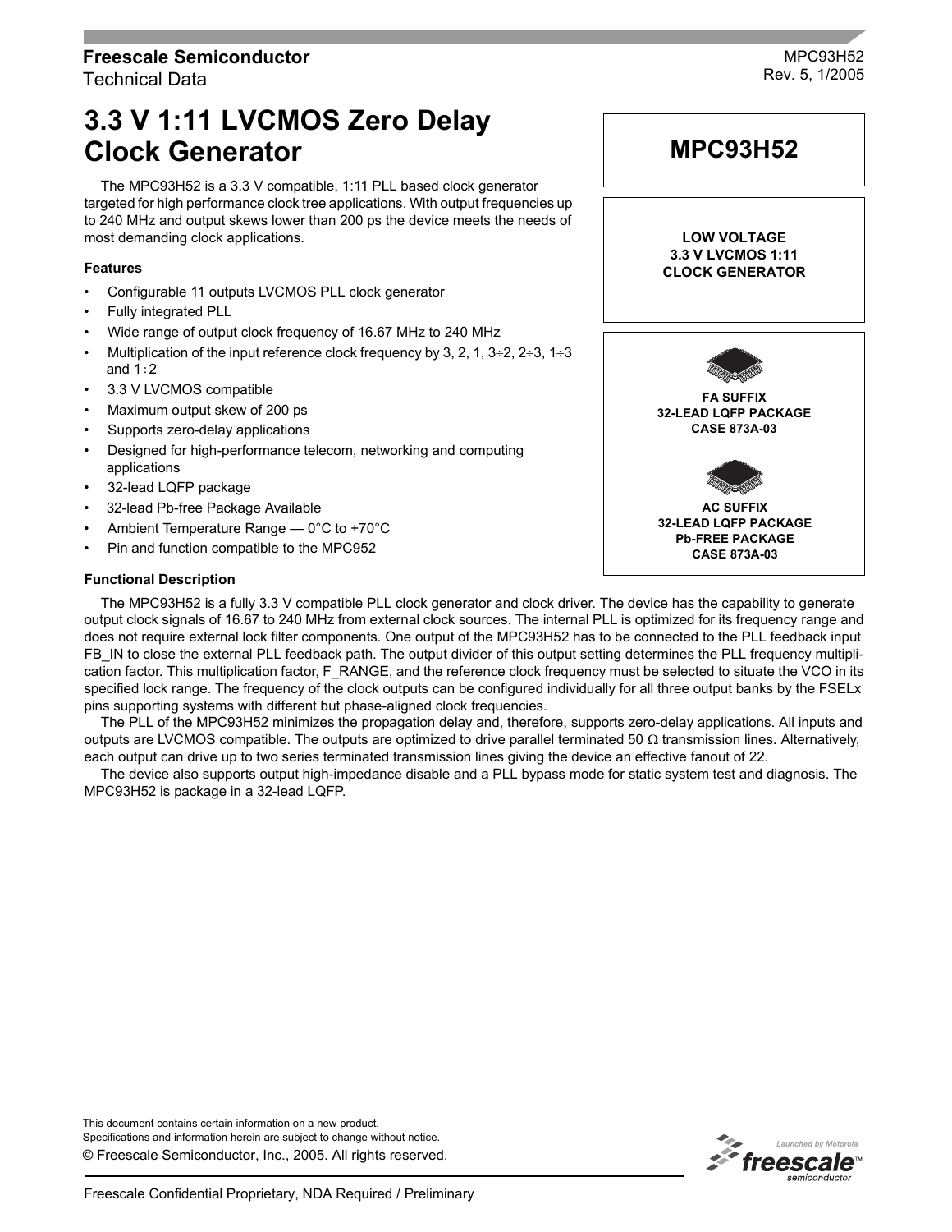Freescale Semiconductor
Technical Data

MPC93H52
Rev. 5, 1/2005

# 3.3 V 1:11 LVCMOS Zero Delay Clock Generator

**MPC93H52**

**LOW VOLTAGE 3.3 V LVCMOS 1:11 CLOCK GENERATOR**

**FA SUFFIX**
**32-LEAD LQFP PACKAGE**
**CASE 873A-03**

**AC SUFFIX**
**32-LEAD LQFP PACKAGE**
**Pb-FREE PACKAGE**
**CASE 873A-03**

The MPC93H52 is a 3.3 V compatible, 1:11 PLL based clock generator targeted for high performance clock tree applications. With output frequencies up to 240 MHz and output skews lower than 200 ps the device meets the needs of most demanding clock applications.

### Features

- Configurable 11 outputs LVCMOS PLL clock generator
- Fully integrated PLL
- Wide range of output clock frequency of 16.67 MHz to 240 MHz
- Multiplication of the input reference clock frequency by 3, 2, 1, 3÷2, 2÷3, 1÷3 and 1÷2
- 3.3 V LVCMOS compatible
- Maximum output skew of 200 ps
- Supports zero-delay applications
- Designed for high-performance telecom, networking and computing applications
- 32-lead LQFP package
- 32-lead Pb-free Package Available
- Ambient Temperature Range — 0°C to +70°C
- Pin and function compatible to the MPC952

### Functional Description

The MPC93H52 is a fully 3.3 V compatible PLL clock generator and clock driver. The device has the capability to generate output clock signals of 16.67 to 240 MHz from external clock sources. The internal PLL is optimized for its frequency range and does not require external lock filter components. One output of the MPC93H52 has to be connected to the PLL feedback input FB_IN to close the external PLL feedback path. The output divider of this output setting determines the PLL frequency multiplication factor. This multiplication factor, F_RANGE, and the reference clock frequency must be selected to situate the VCO in its specified lock range. The frequency of the clock outputs can be configured individually for all three output banks by the FSELx pins supporting systems with different but phase-aligned clock frequencies.

The PLL of the MPC93H52 minimizes the propagation delay and, therefore, supports zero-delay applications. All inputs and outputs are LVCMOS compatible. The outputs are optimized to drive parallel terminated 50 Ω transmission lines. Alternatively, each output can drive up to two series terminated transmission lines giving the device an effective fanout of 22.

The device also supports output high-impedance disable and a PLL bypass mode for static system test and diagnosis. The MPC93H52 is package in a 32-lead LQFP.

This document contains certain information on a new product.
Specifications and information herein are subject to change without notice.
© Freescale Semiconductor, Inc., 2005. All rights reserved.

Freescale Confidential Proprietary, NDA Required / Preliminary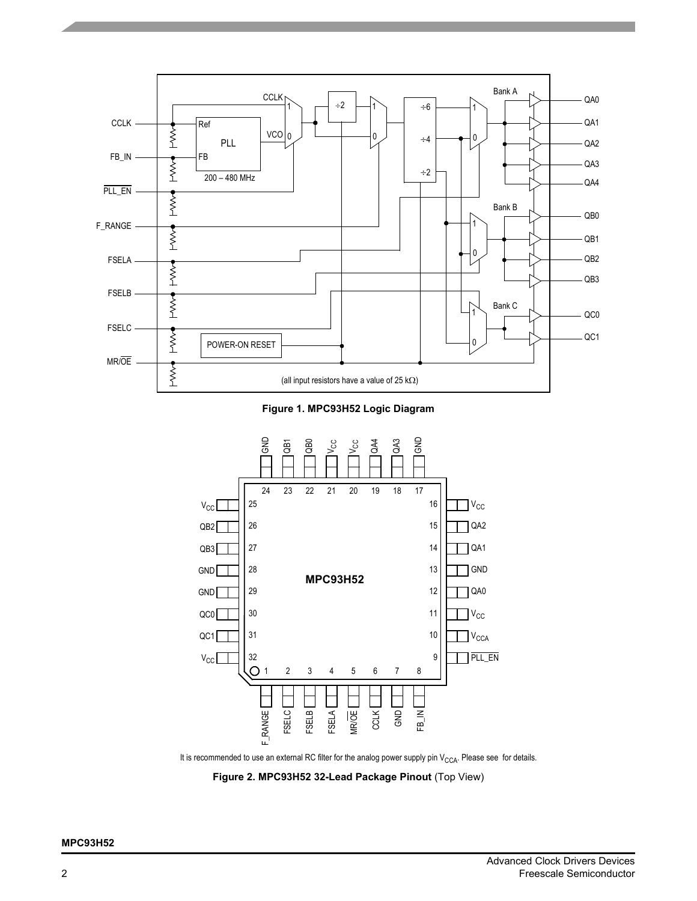Figure 1. MPC93H52 Logic Diagram

It is recommended to use an external RC filter for the analog power supply pin $V_{CCA}$. Please see for details.

**Figure 2. MPC93H52 32-Lead Package Pinout** (Top View)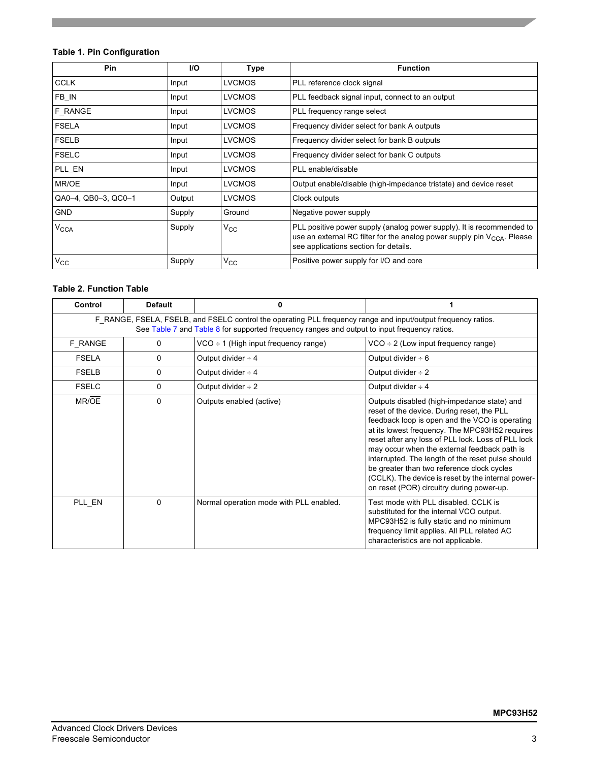**Table 1. Pin Configuration**

| Pin | I/O | Type | Function |
|---|---|---|---|
| CCLK | Input | LVCMOS | PLL reference clock signal |
| FB_IN | Input | LVCMOS | PLL feedback signal input, connect to an output |
| F_RANGE | Input | LVCMOS | PLL frequency range select |
| FSELA | Input | LVCMOS | Frequency divider select for bank A outputs |
| FSELB | Input | LVCMOS | Frequency divider select for bank B outputs |
| FSELC | Input | LVCMOS | Frequency divider select for bank C outputs |
| PLL_EN | Input | LVCMOS | PLL enable/disable |
| MR/OE | Input | LVCMOS | Output enable/disable (high-impedance tristate) and device reset |
| QA0–4, QB0–3, QC0–1 | Output | LVCMOS | Clock outputs |
| GND | Supply | Ground | Negative power supply |
| $V_{CCA}$ | Supply | $V_{CC}$ | PLL positive power supply (analog power supply). It is recommended to use an external RC filter for the analog power supply pin $V_{CCA}$. Please see applications section for details. |
| $V_{CC}$ | Supply | $V_{CC}$ | Positive power supply for I/O and core |

**Table 2. Function Table**

| Control | Default | 0 | 1 |
|---|---|---|---|
| F_RANGE, FSELA, FSELB, and FSELC control the operating PLL frequency range and input/output frequency ratios. See Table 7 and Table 8 for supported frequency ranges and output to input frequency ratios. | | | |
| F_RANGE | 0 | VCO ÷ 1 (High input frequency range) | VCO ÷ 2 (Low input frequency range) |
| FSELA | 0 | Output divider ÷ 4 | Output divider ÷ 6 |
| FSELB | 0 | Output divider ÷ 4 | Output divider ÷ 2 |
| FSELC | 0 | Output divider ÷ 2 | Output divider ÷ 4 |
| MR/$\overline{OE}$ | 0 | Outputs enabled (active) | Outputs disabled (high-impedance state) and reset of the device. During reset, the PLL feedback loop is open and the VCO is operating at its lowest frequency. The MPC93H52 requires reset after any loss of PLL lock. Loss of PLL lock may occur when the external feedback path is interrupted. The length of the reset pulse should be greater than two reference clock cycles (CCLK). The device is reset by the internal power-on reset (POR) circuitry during power-up. |
| PLL_EN | 0 | Normal operation mode with PLL enabled. | Test mode with PLL disabled. CCLK is substituted for the internal VCO output. MPC93H52 is fully static and no minimum frequency limit applies. All PLL related AC characteristics are not applicable. |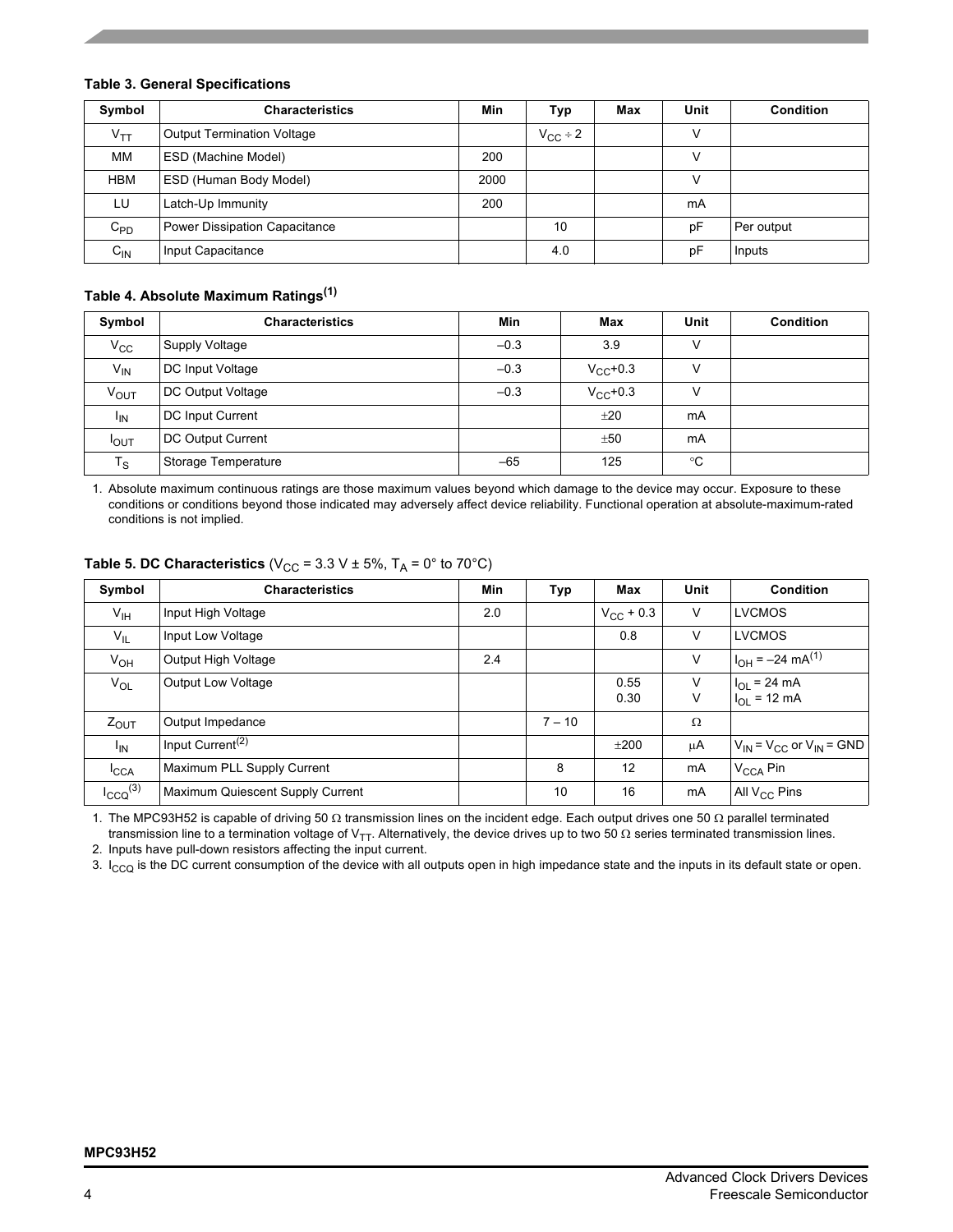**Table 3. General Specifications**

| Symbol | Characteristics | Min | Typ | Max | Unit | Condition |
|---|---|---|---|---|---|---|
| $V_{TT}$ | Output Termination Voltage | | $V_{CC} \div 2$ | | V | |
| MM | ESD (Machine Model) | 200 | | | V | |
| HBM | ESD (Human Body Model) | 2000 | | | V | |
| LU | Latch-Up Immunity | 200 | | | mA | |
| $C_{PD}$ | Power Dissipation Capacitance | | 10 | | pF | Per output |
| $C_{IN}$ | Input Capacitance | | 4.0 | | pF | Inputs |

**Table 4. Absolute Maximum Ratings[1]**

| Symbol | Characteristics | Min | Max | Unit | Condition |
|---|---|---|---|---|---|
| $V_{CC}$ | Supply Voltage | –0.3 | 3.9 | V | |
| $V_{IN}$ | DC Input Voltage | –0.3 | $V_{CC}$+0.3 | V | |
| $V_{OUT}$ | DC Output Voltage | –0.3 | $V_{CC}$+0.3 | V | |
| $I_{IN}$ | DC Input Current | | ±20 | mA | |
| $I_{OUT}$ | DC Output Current | | ±50 | mA | |
| $T_S$ | Storage Temperature | –65 | 125 | °C | |

1. Absolute maximum continuous ratings are those maximum values beyond which damage to the device may occur. Exposure to these conditions or conditions beyond those indicated may adversely affect device reliability. Functional operation at absolute-maximum-rated conditions is not implied.

**Table 5. DC Characteristics** ($V_{CC}$ = 3.3 V ± 5%, $T_A$ = 0° to 70°C)

| Symbol | Characteristics | Min | Typ | Max | Unit | Condition |
|---|---|---|---|---|---|---|
| $V_{IH}$ | Input High Voltage | 2.0 | | $V_{CC}$ + 0.3 | V | LVCMOS |
| $V_{IL}$ | Input Low Voltage | | | 0.8 | V | LVCMOS |
| $V_{OH}$ | Output High Voltage | 2.4 | | | V | $I_{OH}$ = –24 mA[1] |
| $V_{OL}$ | Output Low Voltage | | | 0.55<br>0.30 | V<br>V | $I_{OL}$ = 24 mA<br>$I_{OL}$ = 12 mA |
| $Z_{OUT}$ | Output Impedance | | 7 – 10 | | Ω | |
| $I_{IN}$ | Input Current[2] | | | ±200 | μA | $V_{IN}$ = $V_{CC}$ or $V_{IN}$ = GND |
| $I_{CCA}$ | Maximum PLL Supply Current | | 8 | 12 | mA | $V_{CCA}$ Pin |
| $I_{CCQ}$[3] | Maximum Quiescent Supply Current | | 10 | 16 | mA | All $V_{CC}$ Pins |

1. The MPC93H52 is capable of driving 50 Ω transmission lines on the incident edge. Each output drives one 50 Ω parallel terminated transmission line to a termination voltage of $V_{TT}$. Alternatively, the device drives up to two 50 Ω series terminated transmission lines.
2. Inputs have pull-down resistors affecting the input current.
3. $I_{CCQ}$ is the DC current consumption of the device with all outputs open in high impedance state and the inputs in its default state or open.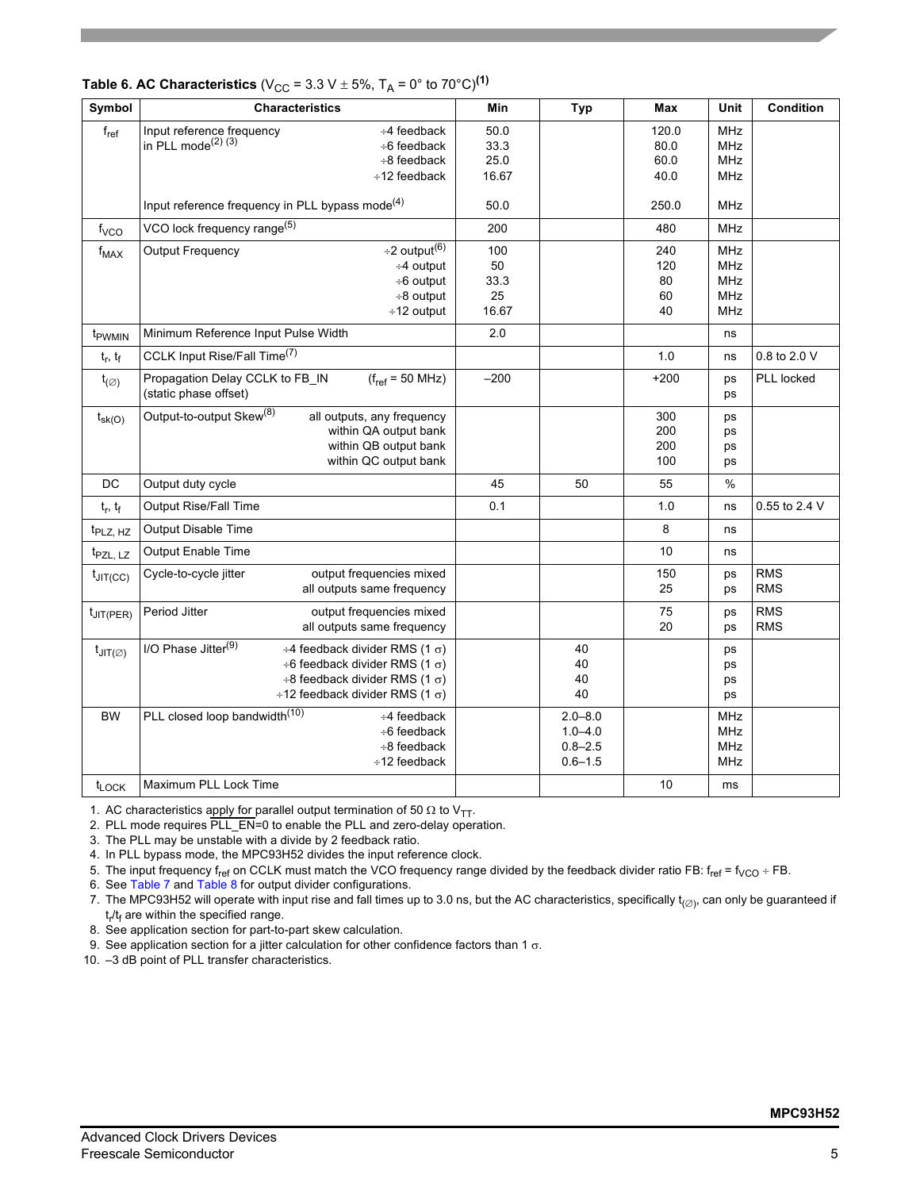**Table 6. AC Characteristics** ($V_{CC}$ = 3.3 V ± 5%, $T_A$ = 0° to 70°C)[(1)]

| Symbol | Characteristics | | Min | Typ | Max | Unit | Condition |
|---|---|---|---|---|---|---|---|
| $f_{ref}$ | Input reference frequency in PLL mode[(2) (3)] | ÷4 feedback<br>÷6 feedback<br>÷8 feedback<br>÷12 feedback | 50.0<br>33.3<br>25.0<br>16.67 | | 120.0<br>80.0<br>60.0<br>40.0 | MHz<br>MHz<br>MHz<br>MHz | |
| | Input reference frequency in PLL bypass mode[(4)] | | 50.0 | | 250.0 | MHz | |
| $f_{VCO}$ | VCO lock frequency range[(5)] | | 200 | | 480 | MHz | |
| $f_{MAX}$ | Output Frequency | ÷2 output[(6)]<br>÷4 output<br>÷6 output<br>÷8 output<br>÷12 output | 100<br>50<br>33.3<br>25<br>16.67 | | 240<br>120<br>80<br>60<br>40 | MHz<br>MHz<br>MHz<br>MHz<br>MHz | |
| $t_{PWMIN}$ | Minimum Reference Input Pulse Width | | 2.0 | | | ns | |
| $t_r$, $t_f$ | CCLK Input Rise/Fall Time[(7)] | | | | 1.0 | ns | 0.8 to 2.0 V |
| $t_{(\varnothing)}$ | Propagation Delay CCLK to FB_IN (static phase offset) | ($f_{ref}$ = 50 MHz) | –200 | | +200 | ps<br>ps | PLL locked |
| $t_{sk(O)}$ | Output-to-output Skew[(8)] | all outputs, any frequency<br>within QA output bank<br>within QB output bank<br>within QC output bank | | | 300<br>200<br>200<br>100 | ps<br>ps<br>ps<br>ps | |
| DC | Output duty cycle | | 45 | 50 | 55 | % | |
| $t_r$, $t_f$ | Output Rise/Fall Time | | 0.1 | | 1.0 | ns | 0.55 to 2.4 V |
| $t_{PLZ, HZ}$ | Output Disable Time | | | | 8 | ns | |
| $t_{PZL, LZ}$ | Output Enable Time | | | | 10 | ns | |
| $t_{JIT(CC)}$ | Cycle-to-cycle jitter | output frequencies mixed<br>all outputs same frequency | | | 150<br>25 | ps<br>ps | RMS<br>RMS |
| $t_{JIT(PER)}$ | Period Jitter | output frequencies mixed<br>all outputs same frequency | | | 75<br>20 | ps<br>ps | RMS<br>RMS |
| $t_{JIT(\varnothing)}$ | I/O Phase Jitter[(9)] | ÷4 feedback divider RMS (1 σ)<br>÷6 feedback divider RMS (1 σ)<br>÷8 feedback divider RMS (1 σ)<br>÷12 feedback divider RMS (1 σ) | | 40<br>40<br>40<br>40 | | ps<br>ps<br>ps<br>ps | |
| BW | PLL closed loop bandwidth[(10)] | ÷4 feedback<br>÷6 feedback<br>÷8 feedback<br>÷12 feedback | | 2.0–8.0<br>1.0–4.0<br>0.8–2.5<br>0.6–1.5 | | MHz<br>MHz<br>MHz<br>MHz | |
| $t_{LOCK}$ | Maximum PLL Lock Time | | | | 10 | ms | |

1. AC characteristics apply for parallel output termination of 50 Ω to $V_{TT}$.
2. PLL mode requires $\overline{PLL\_EN}$=0 to enable the PLL and zero-delay operation.
3. The PLL may be unstable with a divide by 2 feedback ratio.
4. In PLL bypass mode, the MPC93H52 divides the input reference clock.
5. The input frequency $f_{ref}$ on CCLK must match the VCO frequency range divided by the feedback divider ratio FB: $f_{ref} = f_{VCO} \div FB$.
6. See Table 7 and Table 8 for output divider configurations.
7. The MPC93H52 will operate with input rise and fall times up to 3.0 ns, but the AC characteristics, specifically $t_{(\varnothing)}$, can only be guaranteed if $t_r$/$t_f$ are within the specified range.
8. See application section for part-to-part skew calculation.
9. See application section for a jitter calculation for other confidence factors than 1 σ.
10. –3 dB point of PLL transfer characteristics.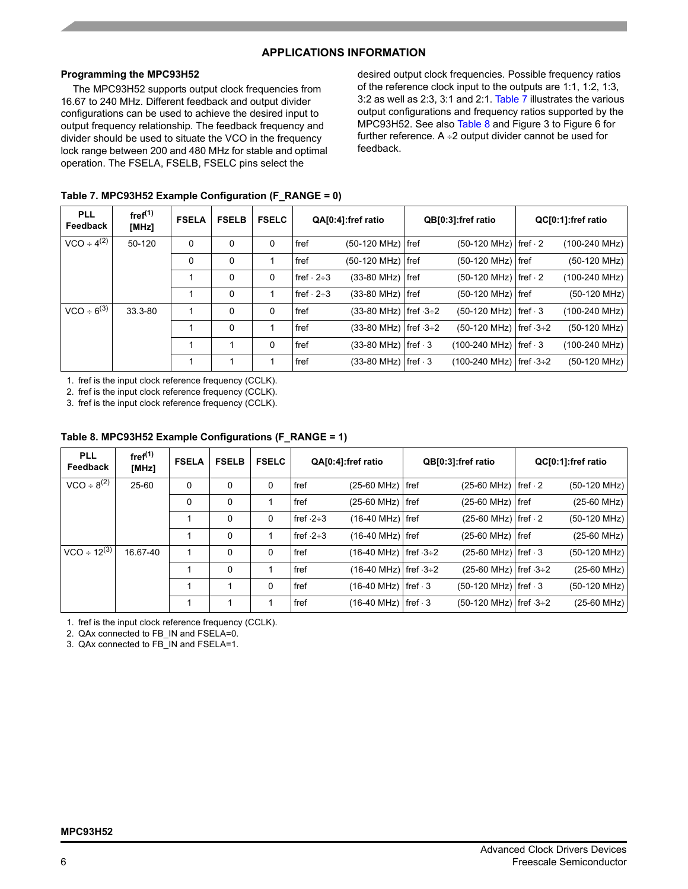## APPLICATIONS INFORMATION

### Programming the MPC93H52

The MPC93H52 supports output clock frequencies from 16.67 to 240 MHz. Different feedback and output divider configurations can be used to achieve the desired input to output frequency relationship. The feedback frequency and divider should be used to situate the VCO in the frequency lock range between 200 and 480 MHz for stable and optimal operation. The FSELA, FSELB, FSELC pins select the desired output clock frequencies. Possible frequency ratios of the reference clock input to the outputs are 1:1, 1:2, 1:3, 3:2 as well as 2:3, 3:1 and 2:1. Table 7 illustrates the various output configurations and frequency ratios supported by the MPC93H52. See also Table 8 and Figure 3 to Figure 6 for further reference. A ÷2 output divider cannot be used for feedback.

**Table 7. MPC93H52 Example Configuration (F_RANGE = 0)**

| PLL Feedback | fref[1] [MHz] | FSELA | FSELB | FSELC | QA[0:4]:fref ratio | QB[0:3]:fref ratio | QC[0:1]:fref ratio |
|---|---|---|---|---|---|---|---|
| VCO ÷ 4[2] | 50-120 | 0 | 0 | 0 | fref (50-120 MHz) | fref (50-120 MHz) | fref · 2 (100-240 MHz) |
| | | 0 | 0 | 1 | fref (50-120 MHz) | fref (50-120 MHz) | fref (50-120 MHz) |
| | | 1 | 0 | 0 | fref · 2÷3 (33-80 MHz) | fref (50-120 MHz) | fref · 2 (100-240 MHz) |
| | | 1 | 0 | 1 | fref · 2÷3 (33-80 MHz) | fref (50-120 MHz) | fref (50-120 MHz) |
| VCO ÷ 6[3] | 33.3-80 | 1 | 0 | 0 | fref (33-80 MHz) | fref ·3÷2 (50-120 MHz) | fref · 3 (100-240 MHz) |
| | | 1 | 0 | 1 | fref (33-80 MHz) | fref ·3÷2 (50-120 MHz) | fref ·3÷2 (50-120 MHz) |
| | | 1 | 1 | 0 | fref (33-80 MHz) | fref · 3 (100-240 MHz) | fref · 3 (100-240 MHz) |
| | | 1 | 1 | 1 | fref (33-80 MHz) | fref · 3 (100-240 MHz) | fref ·3÷2 (50-120 MHz) |

1. fref is the input clock reference frequency (CCLK).
2. fref is the input clock reference frequency (CCLK).
3. fref is the input clock reference frequency (CCLK).

**Table 8. MPC93H52 Example Configurations (F_RANGE = 1)**

| PLL Feedback | fref[1] [MHz] | FSELA | FSELB | FSELC | QA[0:4]:fref ratio | QB[0:3]:fref ratio | QC[0:1]:fref ratio |
|---|---|---|---|---|---|---|---|
| VCO ÷ 8[2] | 25-60 | 0 | 0 | 0 | fref (25-60 MHz) | fref (25-60 MHz) | fref · 2 (50-120 MHz) |
| | | 0 | 0 | 1 | fref (25-60 MHz) | fref (25-60 MHz) | fref (25-60 MHz) |
| | | 1 | 0 | 0 | fref ·2÷3 (16-40 MHz) | fref (25-60 MHz) | fref · 2 (50-120 MHz) |
| | | 1 | 0 | 1 | fref ·2÷3 (16-40 MHz) | fref (25-60 MHz) | fref (25-60 MHz) |
| VCO ÷ 12[3] | 16.67-40 | 1 | 0 | 0 | fref (16-40 MHz) | fref ·3÷2 (25-60 MHz) | fref · 3 (50-120 MHz) |
| | | 1 | 0 | 1 | fref (16-40 MHz) | fref ·3÷2 (25-60 MHz) | fref ·3÷2 (25-60 MHz) |
| | | 1 | 1 | 0 | fref (16-40 MHz) | fref · 3 (50-120 MHz) | fref · 3 (50-120 MHz) |
| | | 1 | 1 | 1 | fref (16-40 MHz) | fref · 3 (50-120 MHz) | fref ·3÷2 (25-60 MHz) |

1. fref is the input clock reference frequency (CCLK).
2. QAx connected to FB_IN and FSELA=0.
3. QAx connected to FB_IN and FSELA=1.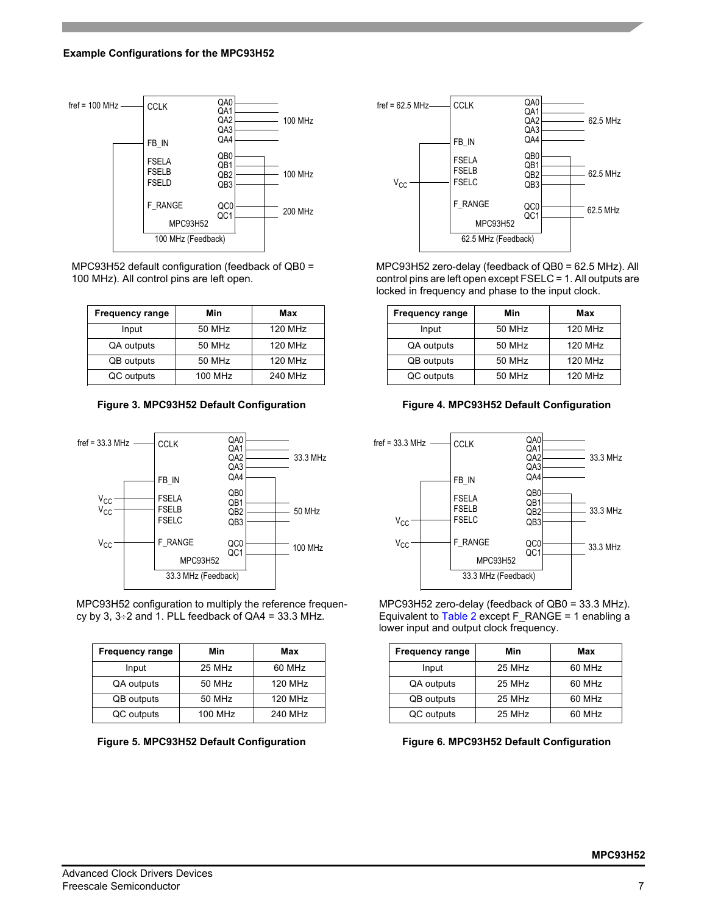## Example Configurations for the MPC93H52

MPC93H52 default configuration (feedback of QB0 = 100 MHz). All control pins are left open.

| Frequency range | Min | Max |
|---|---|---|
| Input | 50 MHz | 120 MHz |
| QA outputs | 50 MHz | 120 MHz |
| QB outputs | 50 MHz | 120 MHz |
| QC outputs | 100 MHz | 240 MHz |

**Figure 3. MPC93H52 Default Configuration**

MPC93H52 zero-delay (feedback of QB0 = 62.5 MHz). All control pins are left open except FSELC = 1. All outputs are locked in frequency and phase to the input clock.

| Frequency range | Min | Max |
|---|---|---|
| Input | 50 MHz | 120 MHz |
| QA outputs | 50 MHz | 120 MHz |
| QB outputs | 50 MHz | 120 MHz |
| QC outputs | 50 MHz | 120 MHz |

**Figure 4. MPC93H52 Default Configuration**

MPC93H52 configuration to multiply the reference frequency by 3, 3÷2 and 1. PLL feedback of QA4 = 33.3 MHz.

| Frequency range | Min | Max |
|---|---|---|
| Input | 25 MHz | 60 MHz |
| QA outputs | 50 MHz | 120 MHz |
| QB outputs | 50 MHz | 120 MHz |
| QC outputs | 100 MHz | 240 MHz |

**Figure 5. MPC93H52 Default Configuration**

MPC93H52 zero-delay (feedback of QB0 = 33.3 MHz). Equivalent to Table 2 except F_RANGE = 1 enabling a lower input and output clock frequency.

| Frequency range | Min | Max |
|---|---|---|
| Input | 25 MHz | 60 MHz |
| QA outputs | 25 MHz | 60 MHz |
| QB outputs | 25 MHz | 60 MHz |
| QC outputs | 25 MHz | 60 MHz |

**Figure 6. MPC93H52 Default Configuration**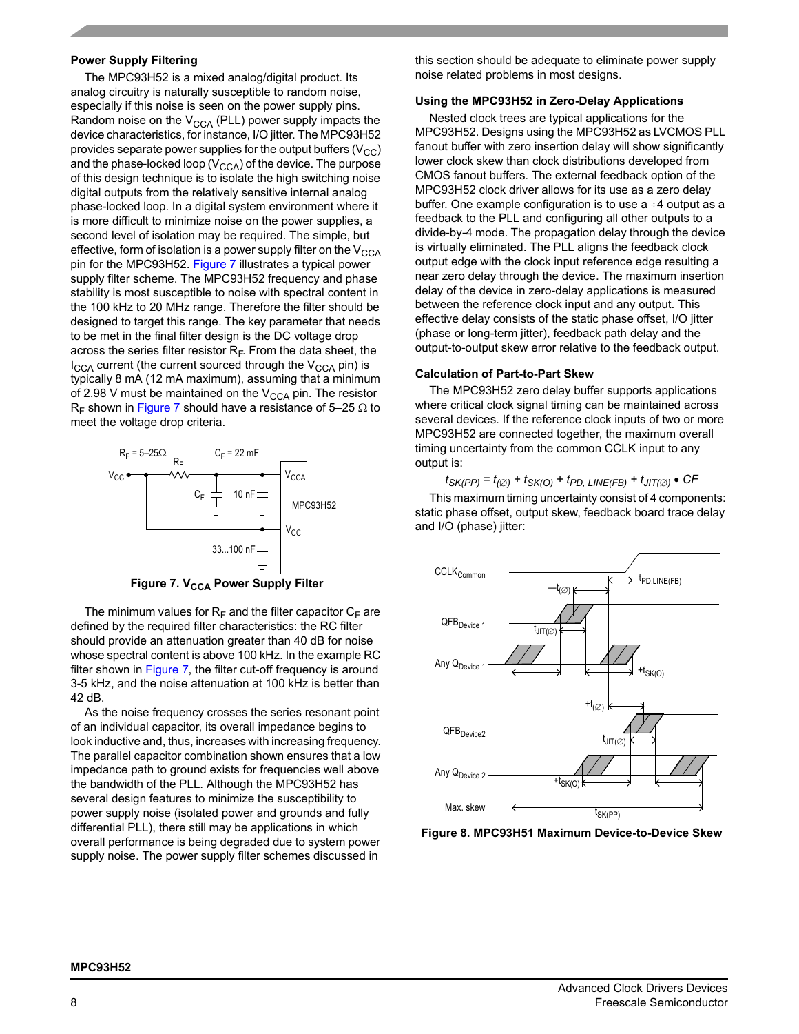### Power Supply Filtering

The MPC93H52 is a mixed analog/digital product. Its analog circuitry is naturally susceptible to random noise, especially if this noise is seen on the power supply pins. Random noise on the $V_{CCA}$ (PLL) power supply impacts the device characteristics, for instance, I/O jitter. The MPC93H52 provides separate power supplies for the output buffers ($V_{CC}$) and the phase-locked loop ($V_{CCA}$) of the device. The purpose of this design technique is to isolate the high switching noise digital outputs from the relatively sensitive internal analog phase-locked loop. In a digital system environment where it is more difficult to minimize noise on the power supplies, a second level of isolation may be required. The simple, but effective, form of isolation is a power supply filter on the $V_{CCA}$ pin for the MPC93H52. Figure 7 illustrates a typical power supply filter scheme. The MPC93H52 frequency and phase stability is most susceptible to noise with spectral content in the 100 kHz to 20 MHz range. Therefore the filter should be designed to target this range. The key parameter that needs to be met in the final filter design is the DC voltage drop across the series filter resistor $R_F$. From the data sheet, the $I_{CCA}$ current (the current sourced through the $V_{CCA}$ pin) is typically 8 mA (12 mA maximum), assuming that a minimum of 2.98 V must be maintained on the $V_{CCA}$ pin. The resistor $R_F$ shown in Figure 7 should have a resistance of 5–25 Ω to meet the voltage drop criteria.

**Figure 7. $V_{CCA}$ Power Supply Filter**

The minimum values for $R_F$ and the filter capacitor $C_F$ are defined by the required filter characteristics: the RC filter should provide an attenuation greater than 40 dB for noise whose spectral content is above 100 kHz. In the example RC filter shown in Figure 7, the filter cut-off frequency is around 3-5 kHz, and the noise attenuation at 100 kHz is better than 42 dB.

As the noise frequency crosses the series resonant point of an individual capacitor, its overall impedance begins to look inductive and, thus, increases with increasing frequency. The parallel capacitor combination shown ensures that a low impedance path to ground exists for frequencies well above the bandwidth of the PLL. Although the MPC93H52 has several design features to minimize the susceptibility to power supply noise (isolated power and grounds and fully differential PLL), there still may be applications in which overall performance is being degraded due to system power supply noise. The power supply filter schemes discussed in this section should be adequate to eliminate power supply noise related problems in most designs.

### Using the MPC93H52 in Zero-Delay Applications

Nested clock trees are typical applications for the MPC93H52. Designs using the MPC93H52 as LVCMOS PLL fanout buffer with zero insertion delay will show significantly lower clock skew than clock distributions developed from CMOS fanout buffers. The external feedback option of the MPC93H52 clock driver allows for its use as a zero delay buffer. One example configuration is to use a ÷4 output as a feedback to the PLL and configuring all other outputs to a divide-by-4 mode. The propagation delay through the device is virtually eliminated. The PLL aligns the feedback clock output edge with the clock input reference edge resulting a near zero delay through the device. The maximum insertion delay of the device in zero-delay applications is measured between the reference clock input and any output. This effective delay consists of the static phase offset, I/O jitter (phase or long-term jitter), feedback path delay and the output-to-output skew error relative to the feedback output.

### Calculation of Part-to-Part Skew

The MPC93H52 zero delay buffer supports applications where critical clock signal timing can be maintained across several devices. If the reference clock inputs of two or more MPC93H52 are connected together, the maximum overall timing uncertainty from the common CCLK input to any output is:

$$t_{SK(PP)} = t_{(\varnothing)} + t_{SK(O)} + t_{PD,\ LINE(FB)} + t_{JIT(\varnothing)} \bullet CF$$

This maximum timing uncertainty consist of 4 components: static phase offset, output skew, feedback board trace delay and I/O (phase) jitter:

**Figure 8. MPC93H51 Maximum Device-to-Device Skew**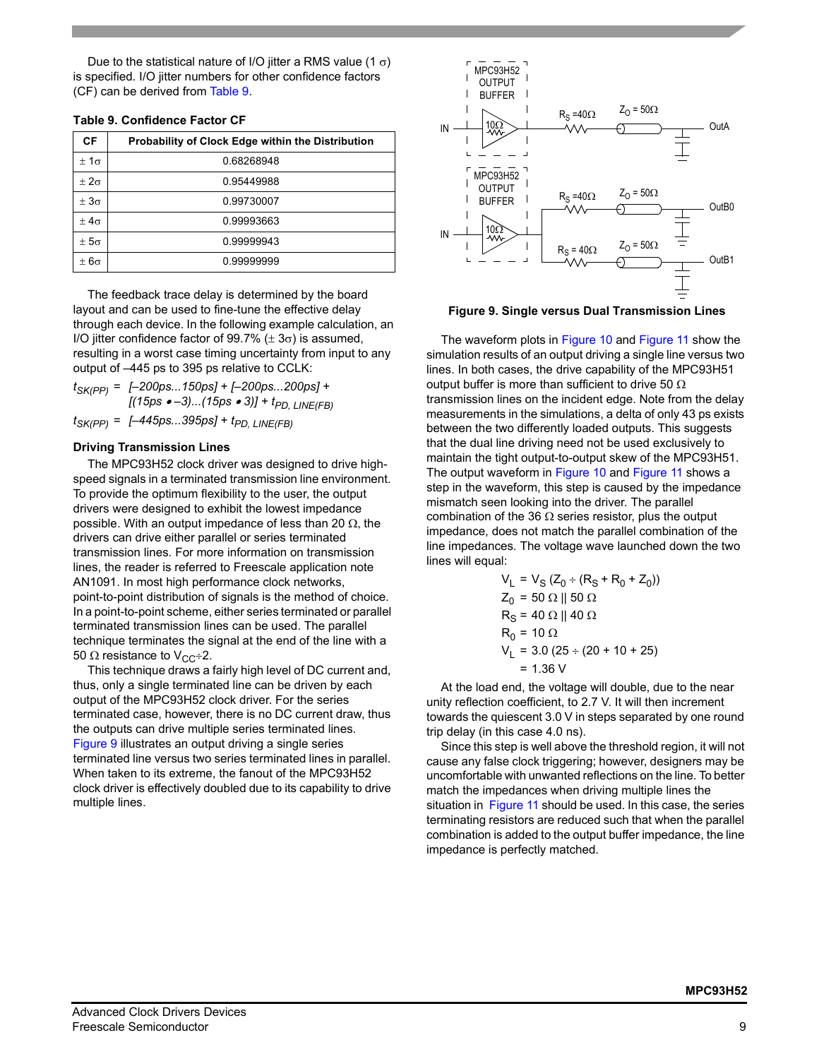Due to the statistical nature of I/O jitter a RMS value (1 σ) is specified. I/O jitter numbers for other confidence factors (CF) can be derived from Table 9.

**Table 9. Confidence Factor CF**

| CF | Probability of Clock Edge within the Distribution |
|---|---|
| ± 1σ | 0.68268948 |
| ± 2σ | 0.95449988 |
| ± 3σ | 0.99730007 |
| ± 4σ | 0.99993663 |
| ± 5σ | 0.99999943 |
| ± 6σ | 0.99999999 |

The feedback trace delay is determined by the board layout and can be used to fine-tune the effective delay through each device. In the following example calculation, an I/O jitter confidence factor of 99.7% (± 3σ) is assumed, resulting in a worst case timing uncertainty from input to any output of –445 ps to 395 ps relative to CCLK:

$$t_{SK(PP)} = [-200ps...150ps] + [-200ps...200ps] + [(15ps \bullet -3)...(15ps \bullet 3)] + t_{PD,\ LINE(FB)}$$

$$t_{SK(PP)} = [-445ps...395ps] + t_{PD,\ LINE(FB)}$$

### Driving Transmission Lines

The MPC93H52 clock driver was designed to drive high-speed signals in a terminated transmission line environment. To provide the optimum flexibility to the user, the output drivers were designed to exhibit the lowest impedance possible. With an output impedance of less than 20 Ω, the drivers can drive either parallel or series terminated transmission lines. For more information on transmission lines, the reader is referred to Freescale application note AN1091. In most high performance clock networks, point-to-point distribution of signals is the method of choice. In a point-to-point scheme, either series terminated or parallel terminated transmission lines can be used. The parallel technique terminates the signal at the end of the line with a 50 Ω resistance to $V_{CC}$÷2.

This technique draws a fairly high level of DC current and, thus, only a single terminated line can be driven by each output of the MPC93H52 clock driver. For the series terminated case, however, there is no DC current draw, thus the outputs can drive multiple series terminated lines. Figure 9 illustrates an output driving a single series terminated line versus two series terminated lines in parallel. When taken to its extreme, the fanout of the MPC93H52 clock driver is effectively doubled due to its capability to drive multiple lines.

**Figure 9. Single versus Dual Transmission Lines**

The waveform plots in Figure 10 and Figure 11 show the simulation results of an output driving a single line versus two lines. In both cases, the drive capability of the MPC93H51 output buffer is more than sufficient to drive 50 Ω transmission lines on the incident edge. Note from the delay measurements in the simulations, a delta of only 43 ps exists between the two differently loaded outputs. This suggests that the dual line driving need not be used exclusively to maintain the tight output-to-output skew of the MPC93H51. The output waveform in Figure 10 and Figure 11 shows a step in the waveform, this step is caused by the impedance mismatch seen looking into the driver. The parallel combination of the 36 Ω series resistor, plus the output impedance, does not match the parallel combination of the line impedances. The voltage wave launched down the two lines will equal:

$$V_L = V_S (Z_0 \div (R_S + R_0 + Z_0))$$
$$Z_0 = 50\ \Omega\ ||\ 50\ \Omega$$
$$R_S = 40\ \Omega\ ||\ 40\ \Omega$$
$$R_0 = 10\ \Omega$$
$$V_L = 3.0\ (25 \div (20 + 10 + 25))$$
$$= 1.36\ V$$

At the load end, the voltage will double, due to the near unity reflection coefficient, to 2.7 V. It will then increment towards the quiescent 3.0 V in steps separated by one round trip delay (in this case 4.0 ns).

Since this step is well above the threshold region, it will not cause any false clock triggering; however, designers may be uncomfortable with unwanted reflections on the line. To better match the impedances when driving multiple lines the situation in Figure 11 should be used. In this case, the series terminating resistors are reduced such that when the parallel combination is added to the output buffer impedance, the line impedance is perfectly matched.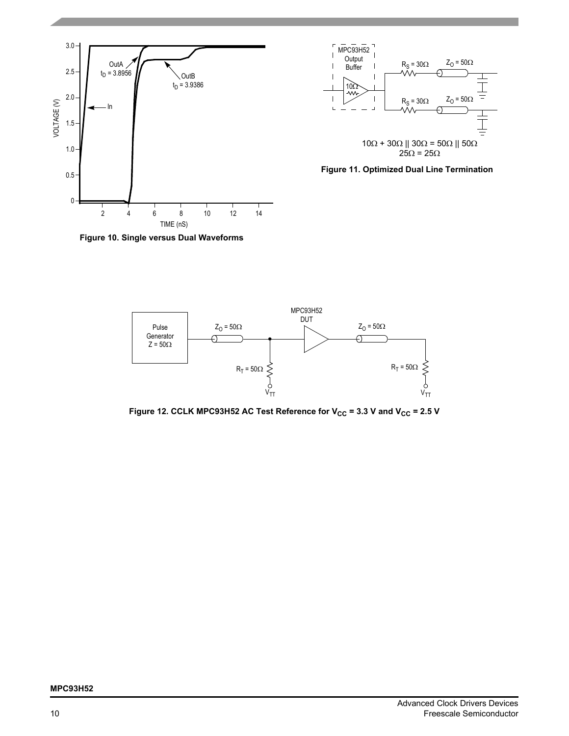Figure 10. Single versus Dual Waveforms

$10\Omega + 30\Omega \parallel 30\Omega = 50\Omega \parallel 50\Omega$

$25\Omega = 25\Omega$

Figure 11. Optimized Dual Line Termination

Figure 12. CCLK MPC93H52 AC Test Reference for $V_{CC}$ = 3.3 V and $V_{CC}$ = 2.5 V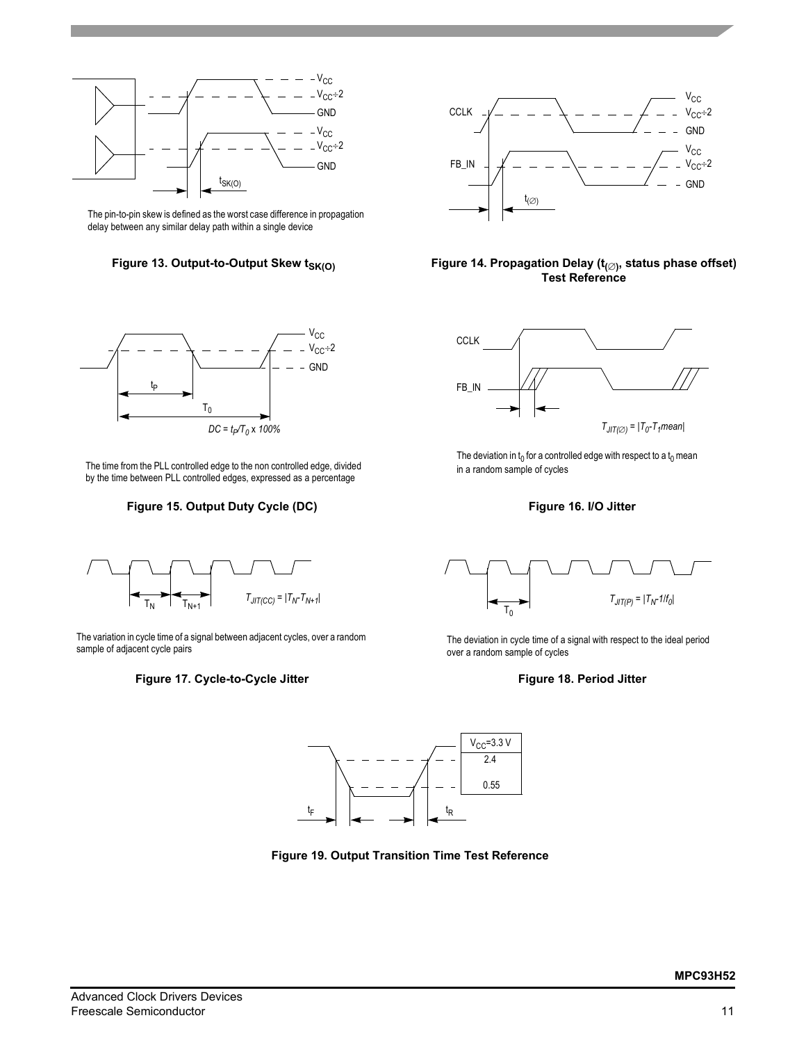The pin-to-pin skew is defined as the worst case difference in propagation delay between any similar delay path within a single device

**Figure 13. Output-to-Output Skew $t_{SK(O)}$**

**Figure 14. Propagation Delay ($t_{(\varnothing)}$, status phase offset) Test Reference**

$DC = t_P/T_0 \times 100\%$

The time from the PLL controlled edge to the non controlled edge, divided by the time between PLL controlled edges, expressed as a percentage

**Figure 15. Output Duty Cycle (DC)**

$T_{JIT(\varnothing)} = |T_0 - T_1 mean|$

The deviation in $t_0$ for a controlled edge with respect to a $t_0$ mean in a random sample of cycles

**Figure 16. I/O Jitter**

$T_{JIT(CC)} = |T_N - T_{N+1}|$

The variation in cycle time of a signal between adjacent cycles, over a random sample of adjacent cycle pairs

**Figure 17. Cycle-to-Cycle Jitter**

$T_{JIT(P)} = |T_N - 1/f_0|$

The deviation in cycle time of a signal with respect to the ideal period over a random sample of cycles

**Figure 18. Period Jitter**

**Figure 19. Output Transition Time Test Reference**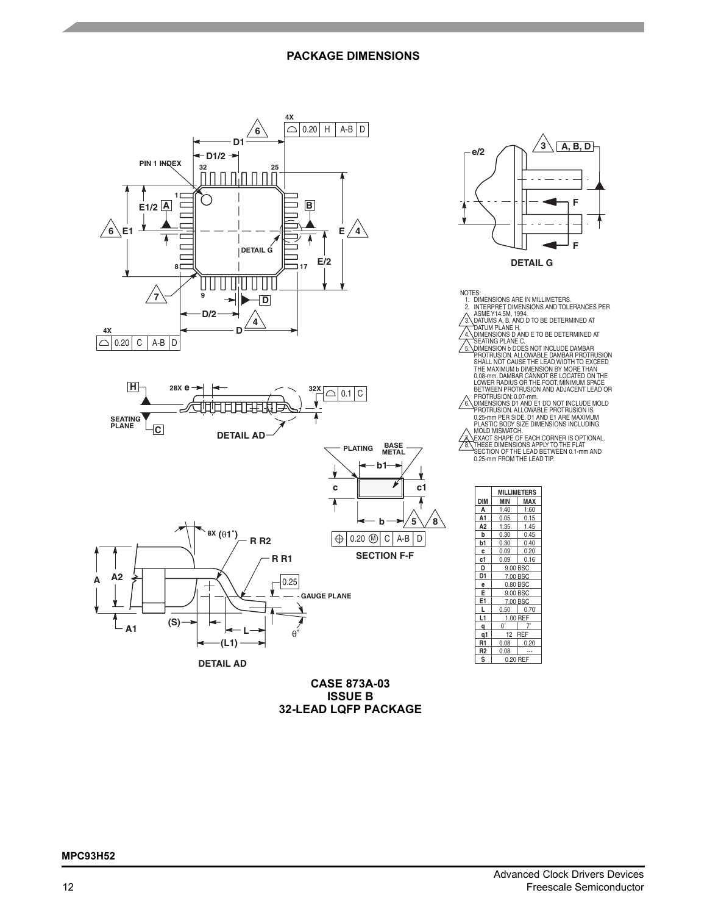## PACKAGE DIMENSIONS

NOTES:
1. DIMENSIONS ARE IN MILLIMETERS.
2. INTERPRET DIMENSIONS AND TOLERANCES PER ASME Y14.5M, 1994.
3. DATUMS A, B, AND D TO BE DETERMINED AT DATUM PLANE H.
4. DIMENSIONS D AND E TO BE DETERMINED AT SEATING PLANE C.
5. DIMENSION b DOES NOT INCLUDE DAMBAR PROTRUSION. ALLOWABLE DAMBAR PROTRUSION SHALL NOT CAUSE THE LEAD WIDTH TO EXCEED THE MAXIMUM b DIMENSION BY MORE THAN 0.08-mm. DAMBAR CANNOT BE LOCATED ON THE LOWER RADIUS OR THE FOOT. MINIMUM SPACE BETWEEN PROTRUSION AND ADJACENT LEAD OR PROTRUSION: 0.07-mm.
6. DIMENSIONS D1 AND E1 DO NOT INCLUDE MOLD PROTRUSION. ALLOWABLE PROTRUSION IS 0.25-mm PER SIDE. D1 AND E1 ARE MAXIMUM PLASTIC BODY SIZE DIMENSIONS INCLUDING MOLD MISMATCH.
7. EXACT SHAPE OF EACH CORNER IS OPTIONAL.
8. THESE DIMENSIONS APPLY TO THE FLAT SECTION OF THE LEAD BETWEEN 0.1-mm AND 0.25-mm FROM THE LEAD TIP.

| DIM | MILLIMETERS MIN | MAX |
|---|---|---|
| A | 1.40 | 1.60 |
| A1 | 0.05 | 0.15 |
| A2 | 1.35 | 1.45 |
| b | 0.30 | 0.45 |
| b1 | 0.30 | 0.40 |
| c | 0.09 | 0.20 |
| c1 | 0.09 | 0.16 |
| D | 9.00 BSC | |
| D1 | 7.00 BSC | |
| e | 0.80 BSC | |
| E | 9.00 BSC | |
| E1 | 7.00 BSC | |
| L | 0.50 | 0.70 |
| L1 | 1.00 REF | |
| q | 0° | 7° |
| q1 | 12 REF | |
| R1 | 0.08 | 0.20 |
| R2 | 0.08 | --- |
| S | 0.20 REF | |

**CASE 873A-03**
**ISSUE B**
**32-LEAD LQFP PACKAGE**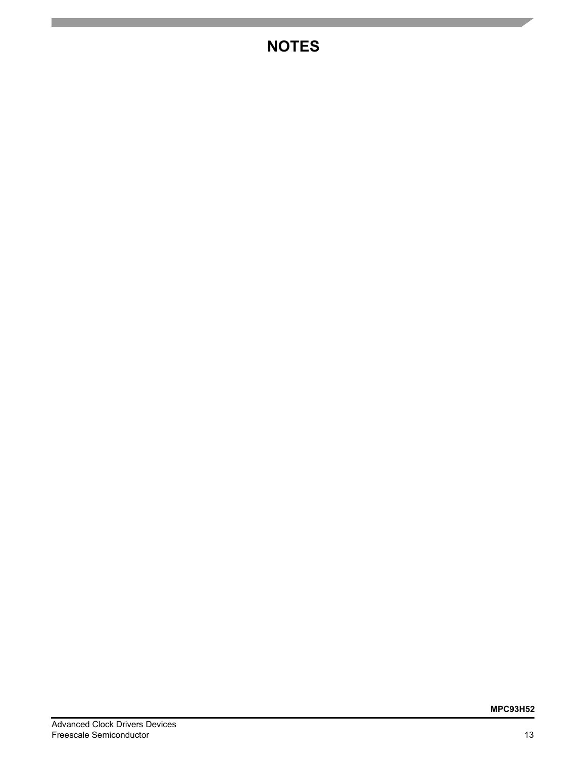# NOTES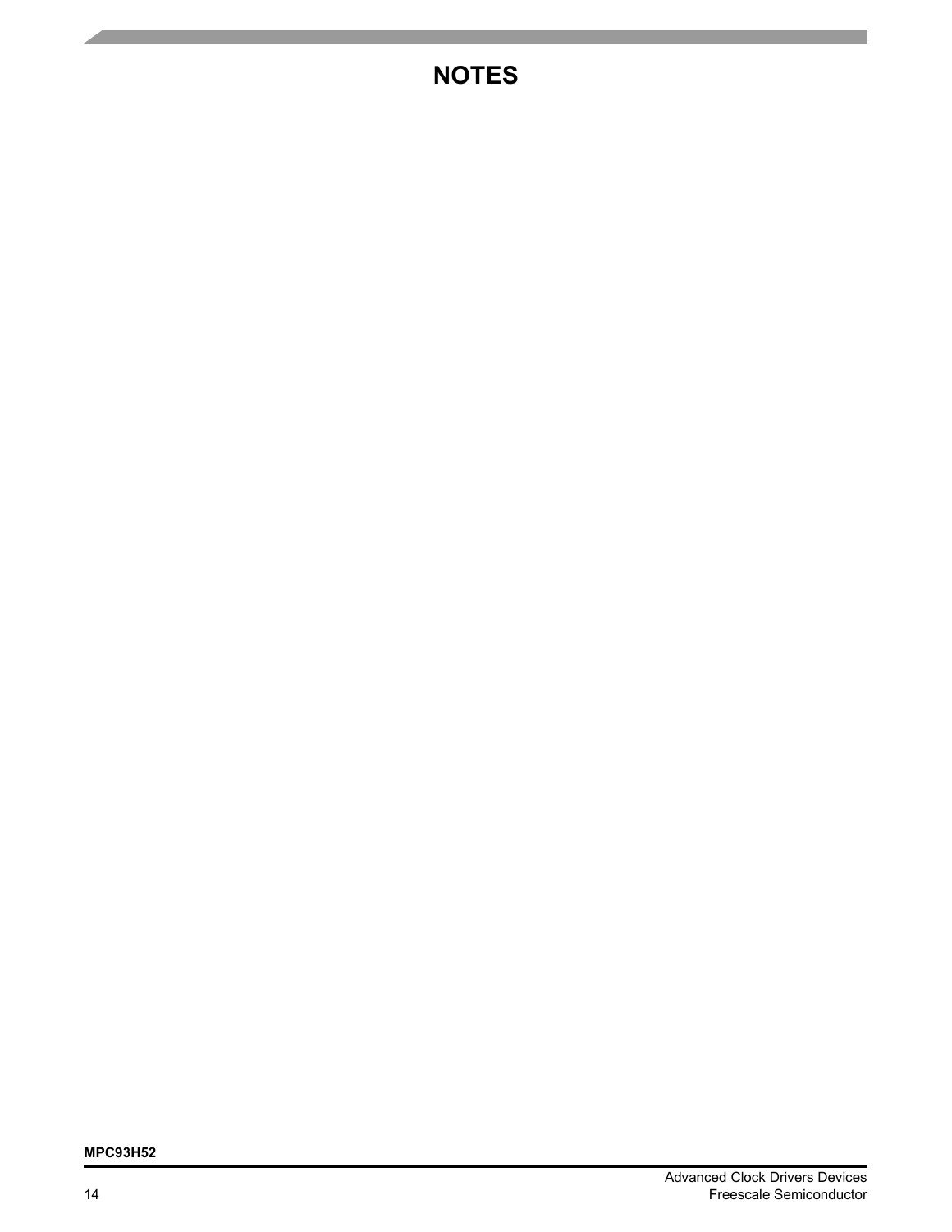# NOTES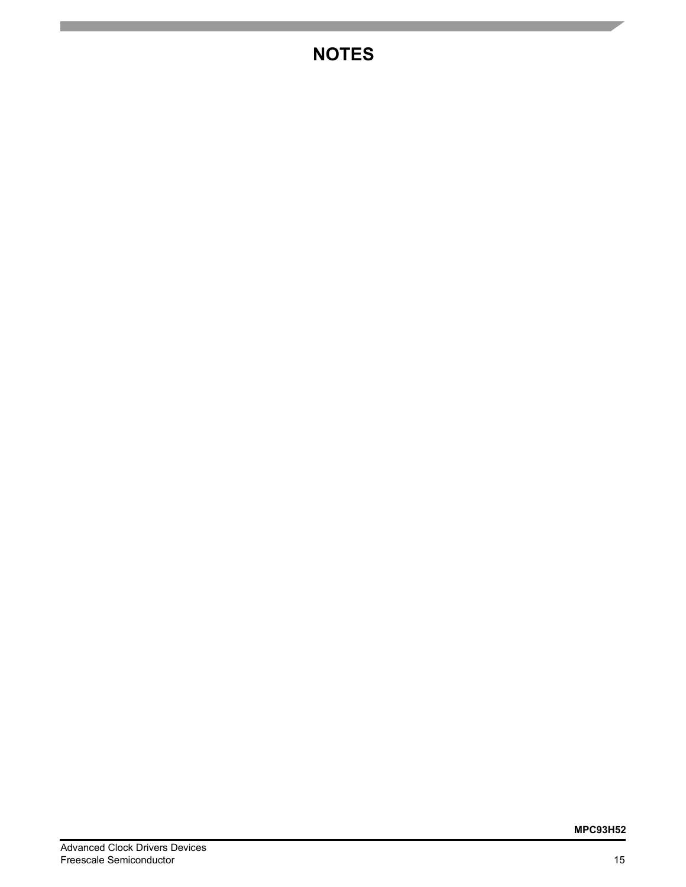# NOTES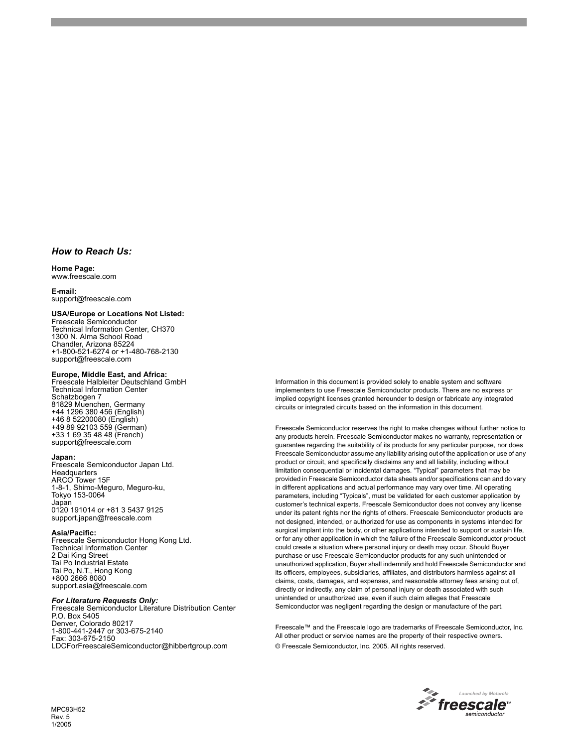## *How to Reach Us:*

**Home Page:**
www.freescale.com

**E-mail:**
support@freescale.com

**USA/Europe or Locations Not Listed:**
Freescale Semiconductor
Technical Information Center, CH370
1300 N. Alma School Road
Chandler, Arizona 85224
+1-800-521-6274 or +1-480-768-2130
support@freescale.com

**Europe, Middle East, and Africa:**
Freescale Halbleiter Deutschland GmbH
Technical Information Center
Schatzbogen 7
81829 Muenchen, Germany
+44 1296 380 456 (English)
+46 8 52200080 (English)
+49 89 92103 559 (German)
+33 1 69 35 48 48 (French)
support@freescale.com

**Japan:**
Freescale Semiconductor Japan Ltd.
Headquarters
ARCO Tower 15F
1-8-1, Shimo-Meguro, Meguro-ku,
Tokyo 153-0064
Japan
0120 191014 or +81 3 5437 9125
support.japan@freescale.com

**Asia/Pacific:**
Freescale Semiconductor Hong Kong Ltd.
Technical Information Center
2 Dai King Street
Tai Po Industrial Estate
Tai Po, N.T., Hong Kong
+800 2666 8080
support.asia@freescale.com

***For Literature Requests Only:***
Freescale Semiconductor Literature Distribution Center
P.O. Box 5405
Denver, Colorado 80217
1-800-441-2447 or 303-675-2140
Fax: 303-675-2150
LDCForFreescaleSemiconductor@hibbertgroup.com

Information in this document is provided solely to enable system and software implementers to use Freescale Semiconductor products. There are no express or implied copyright licenses granted hereunder to design or fabricate any integrated circuits or integrated circuits based on the information in this document.

Freescale Semiconductor reserves the right to make changes without further notice to any products herein. Freescale Semiconductor makes no warranty, representation or guarantee regarding the suitability of its products for any particular purpose, nor does Freescale Semiconductor assume any liability arising out of the application or use of any product or circuit, and specifically disclaims any and all liability, including without limitation consequential or incidental damages. “Typical” parameters that may be provided in Freescale Semiconductor data sheets and/or specifications can and do vary in different applications and actual performance may vary over time. All operating parameters, including “Typicals”, must be validated for each customer application by customer’s technical experts. Freescale Semiconductor does not convey any license under its patent rights nor the rights of others. Freescale Semiconductor products are not designed, intended, or authorized for use as components in systems intended for surgical implant into the body, or other applications intended to support or sustain life, or for any other application in which the failure of the Freescale Semiconductor product could create a situation where personal injury or death may occur. Should Buyer purchase or use Freescale Semiconductor products for any such unintended or unauthorized application, Buyer shall indemnify and hold Freescale Semiconductor and its officers, employees, subsidiaries, affiliates, and distributors harmless against all claims, costs, damages, and expenses, and reasonable attorney fees arising out of, directly or indirectly, any claim of personal injury or death associated with such unintended or unauthorized use, even if such claim alleges that Freescale Semiconductor was negligent regarding the design or manufacture of the part.

Freescale™ and the Freescale logo are trademarks of Freescale Semiconductor, Inc. All other product or service names are the property of their respective owners.

© Freescale Semiconductor, Inc. 2005. All rights reserved.

MPC93H52
Rev. 5
1/2005